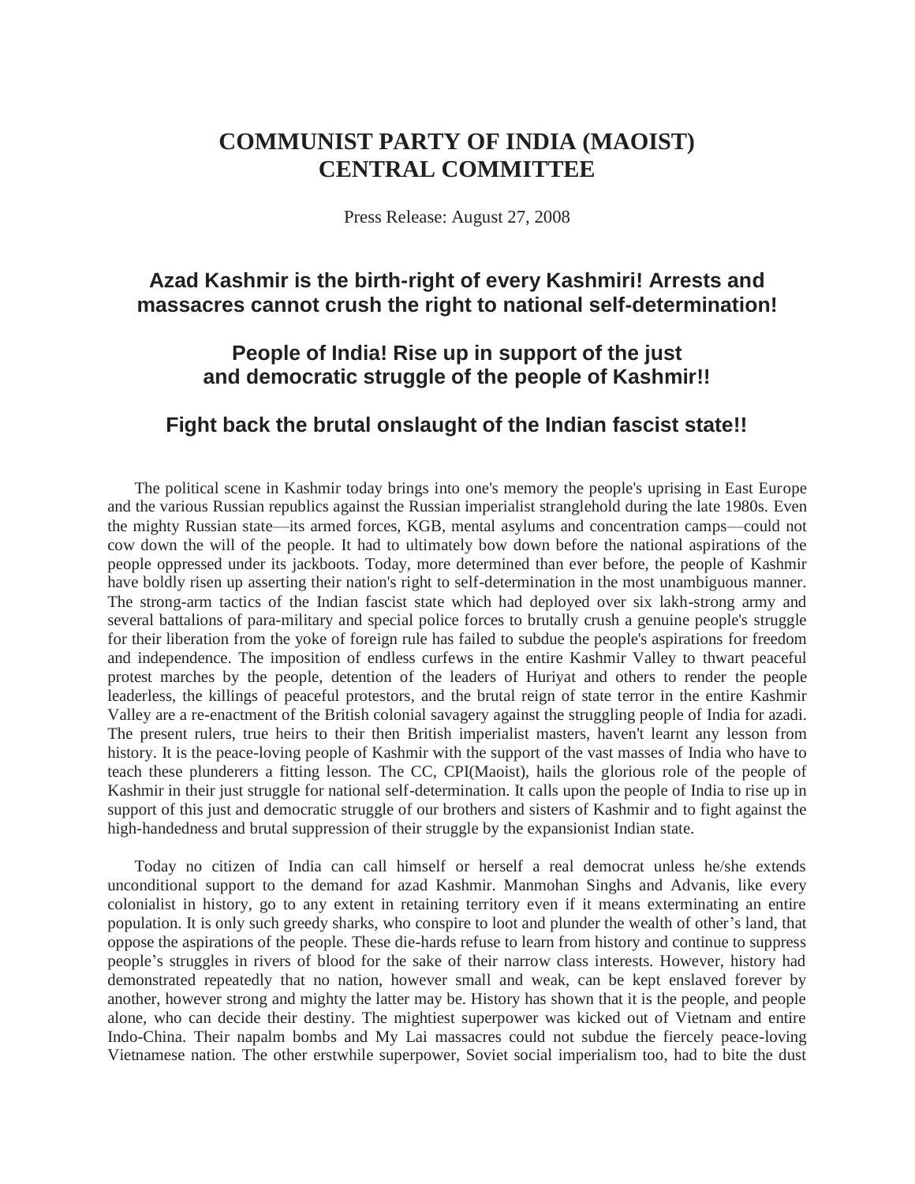# COMMUNIST PARTY OF INDIA (MAOIST) CENTRAL COMMITTEE

Press Release: August 27, 2008

## Azad Kashmir is the birth-right of every Kashmiri! Arrests and massacres cannot crush the right to national self-determination!

## People of India! Rise up in support of the just and democratic struggle of the people of Kashmir!!

## Fight back the brutal onslaught of the Indian fascist state!!

The political scene in Kashmir today brings into one's memory the people's uprising in East Europe and the various Russian republics against the Russian imperialist stranglehold during the late 1980s. Even the mighty Russian state—its armed forces, KGB, mental asylums and concentration camps—could not cow down the will of the people. It had to ultimately bow down before the national aspirations of the people oppressed under its jackboots. Today, more determined than ever before, the people of Kashmir have boldly risen up asserting their nation's right to self-determination in the most unambiguous manner. The strong-arm tactics of the Indian fascist state which had deployed over six lakh-strong army and several battalions of para-military and special police forces to brutally crush a genuine people's struggle for their liberation from the yoke of foreign rule has failed to subdue the people's aspirations for freedom and independence. The imposition of endless curfews in the entire Kashmir Valley to thwart peaceful protest marches by the people, detention of the leaders of Huriyat and others to render the people leaderless, the killings of peaceful protestors, and the brutal reign of state terror in the entire Kashmir Valley are a re-enactment of the British colonial savagery against the struggling people of India for azadi. The present rulers, true heirs to their then British imperialist masters, haven't learnt any lesson from history. It is the peace-loving people of Kashmir with the support of the vast masses of India who have to teach these plunderers a fitting lesson. The CC, CPI(Maoist), hails the glorious role of the people of Kashmir in their just struggle for national self-determination. It calls upon the people of India to rise up in support of this just and democratic struggle of our brothers and sisters of Kashmir and to fight against the high-handedness and brutal suppression of their struggle by the expansionist Indian state.

Today no citizen of India can call himself or herself a real democrat unless he/she extends unconditional support to the demand for azad Kashmir. Manmohan Singhs and Advanis, like every colonialist in history, go to any extent in retaining territory even if it means exterminating an entire population. It is only such greedy sharks, who conspire to loot and plunder the wealth of other's land, that oppose the aspirations of the people. These die-hards refuse to learn from history and continue to suppress people's struggles in rivers of blood for the sake of their narrow class interests. However, history had demonstrated repeatedly that no nation, however small and weak, can be kept enslaved forever by another, however strong and mighty the latter may be. History has shown that it is the people, and people alone, who can decide their destiny. The mightiest superpower was kicked out of Vietnam and entire Indo-China. Their napalm bombs and My Lai massacres could not subdue the fiercely peace-loving Vietnamese nation. The other erstwhile superpower, Soviet social imperialism too, had to bite the dust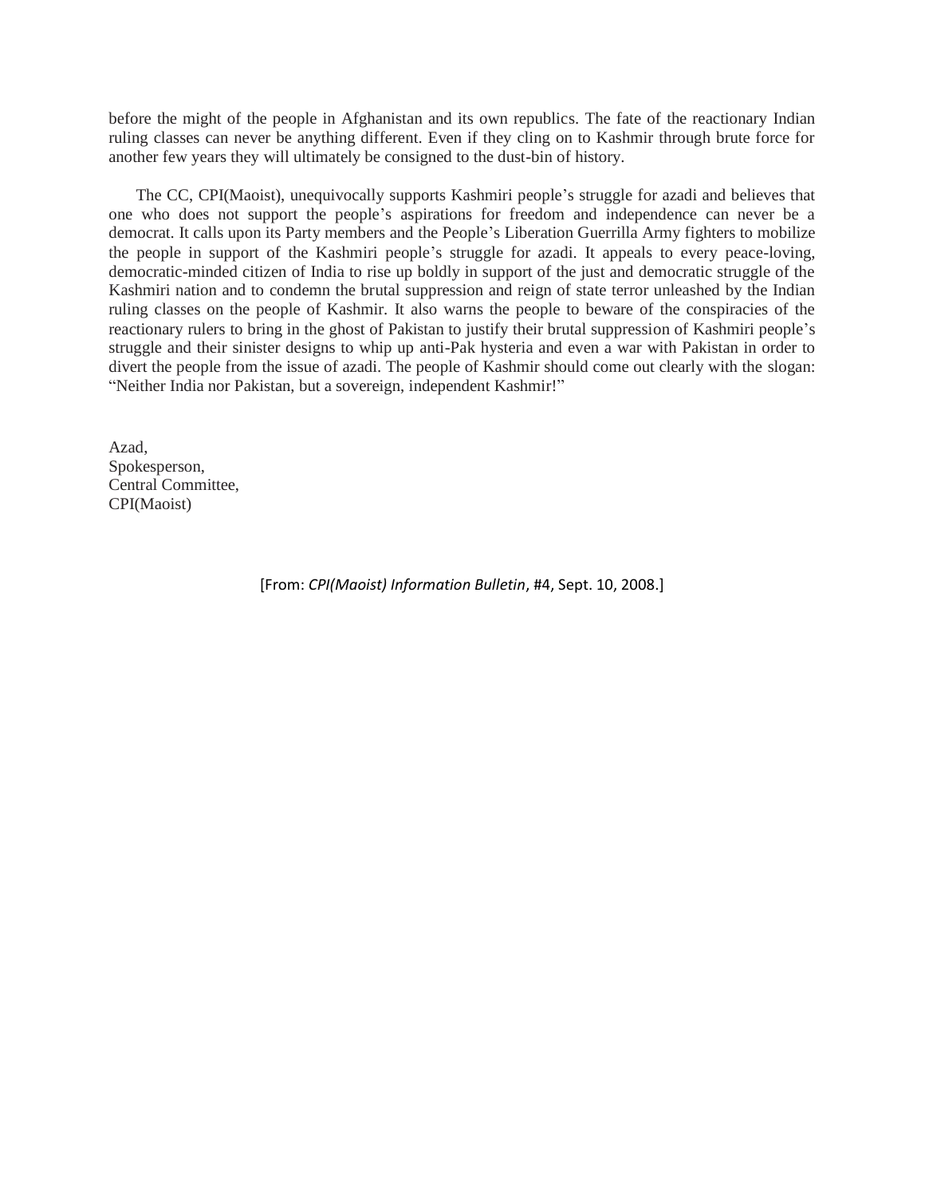before the might of the people in Afghanistan and its own republics. The fate of the reactionary Indian ruling classes can never be anything different. Even if they cling on to Kashmir through brute force for another few years they will ultimately be consigned to the dust-bin of history.

The CC, CPI(Maoist), unequivocally supports Kashmiri people's struggle for azadi and believes that one who does not support the people's aspirations for freedom and independence can never be a democrat. It calls upon its Party members and the People's Liberation Guerrilla Army fighters to mobilize the people in support of the Kashmiri people's struggle for azadi. It appeals to every peace-loving, democratic-minded citizen of India to rise up boldly in support of the just and democratic struggle of the Kashmiri nation and to condemn the brutal suppression and reign of state terror unleashed by the Indian ruling classes on the people of Kashmir. It also warns the people to beware of the conspiracies of the reactionary rulers to bring in the ghost of Pakistan to justify their brutal suppression of Kashmiri people's struggle and their sinister designs to whip up anti-Pak hysteria and even a war with Pakistan in order to divert the people from the issue of azadi. The people of Kashmir should come out clearly with the slogan: "Neither India nor Pakistan, but a sovereign, independent Kashmir!"

Azad,
Spokesperson,
Central Committee,
CPI(Maoist)

[From: *CPI(Maoist) Information Bulletin*, #4, Sept. 10, 2008.]